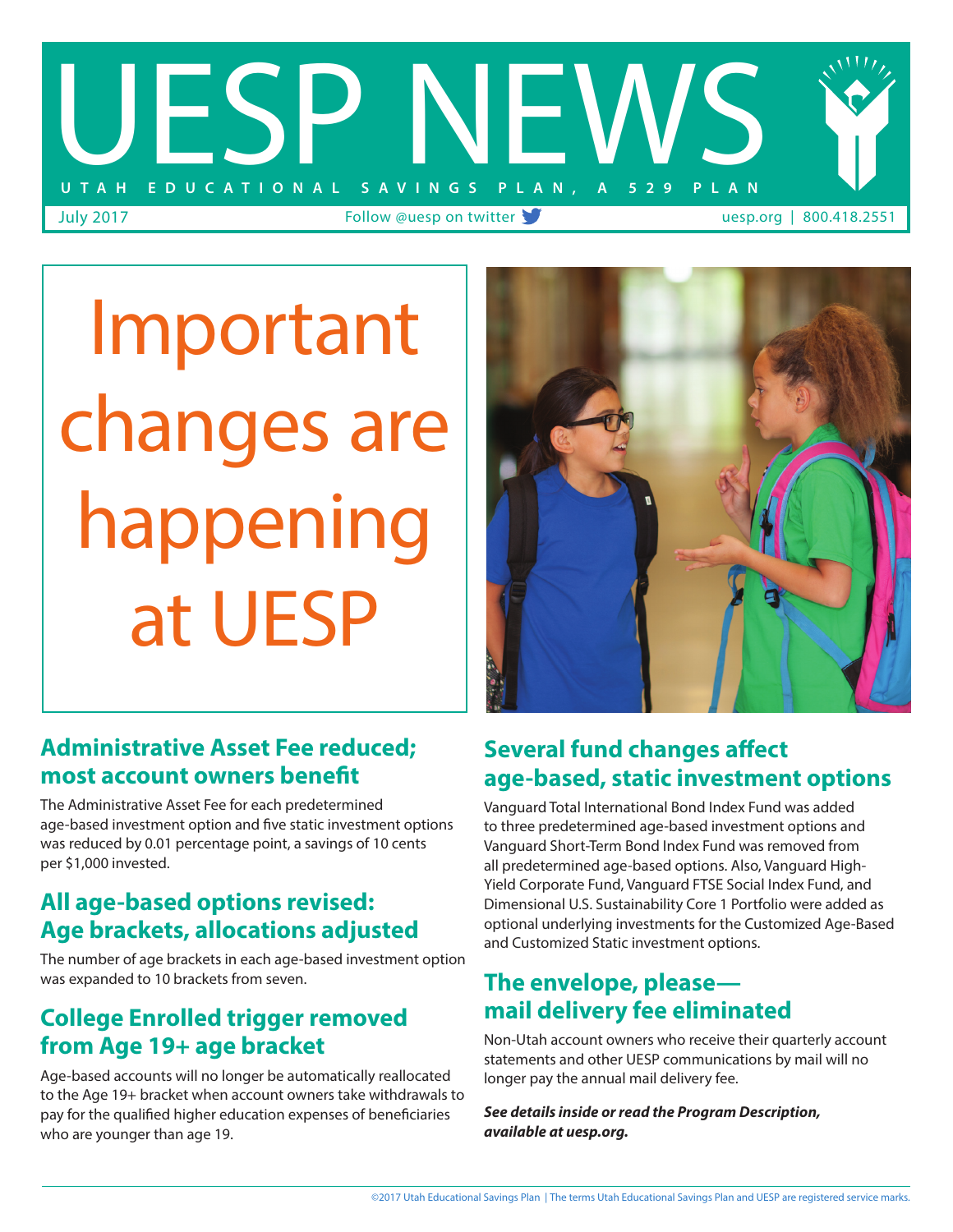# UESP NEWS

UTAH EDUCATIONAL SAVINGS PLAN, A 529 PLAN

July 2017 | Follow @uesp on twitter | uesp.org | 800.418.2551

# Important changes are happening at UESP

## Administrative Asset Fee reduced; most account owners benefit

The Administrative Asset Fee for each predetermined age-based investment option and five static investment options was reduced by 0.01 percentage point, a savings of 10 cents per $1,000 invested.

## All age-based options revised: Age brackets, allocations adjusted

The number of age brackets in each age-based investment option was expanded to 10 brackets from seven.

## College Enrolled trigger removed from Age 19+ age bracket

Age-based accounts will no longer be automatically reallocated to the Age 19+ bracket when account owners take withdrawals to pay for the qualified higher education expenses of beneficiaries who are younger than age 19.

## Several fund changes affect age-based, static investment options

Vanguard Total International Bond Index Fund was added to three predetermined age-based investment options and Vanguard Short-Term Bond Index Fund was removed from all predetermined age-based options. Also, Vanguard High-Yield Corporate Fund, Vanguard FTSE Social Index Fund, and Dimensional U.S. Sustainability Core 1 Portfolio were added as optional underlying investments for the Customized Age-Based and Customized Static investment options.

## The envelope, please— mail delivery fee eliminated

Non-Utah account owners who receive their quarterly account statements and other UESP communications by mail will no longer pay the annual mail delivery fee.

***See details inside or read the Program Description, available at uesp.org.***

©2017 Utah Educational Savings Plan | The terms Utah Educational Savings Plan and UESP are registered service marks.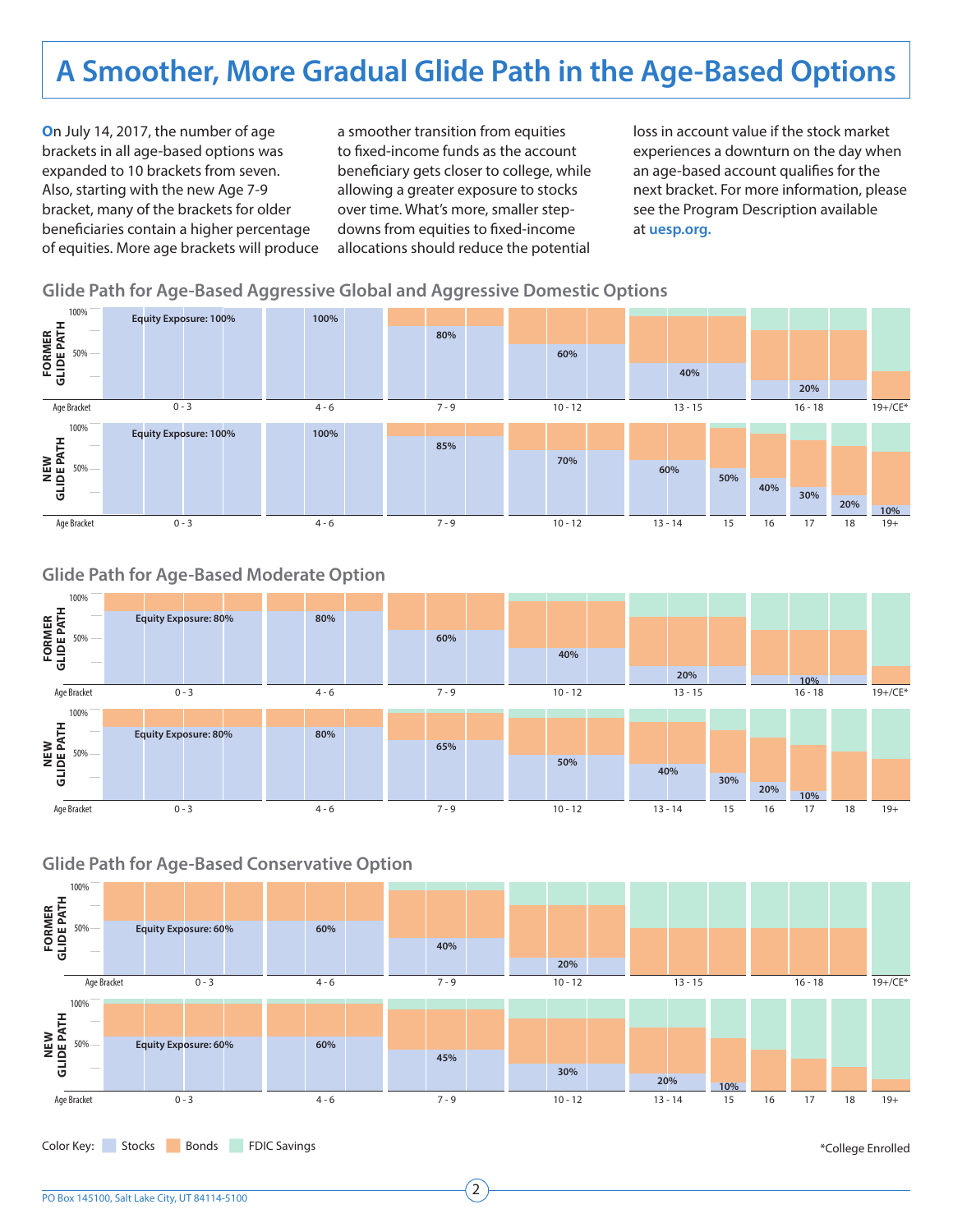# A Smoother, More Gradual Glide Path in the Age-Based Options

On July 14, 2017, the number of age brackets in all age-based options was expanded to 10 brackets from seven. Also, starting with the new Age 7-9 bracket, many of the brackets for older beneficiaries contain a higher percentage of equities. More age brackets will produce a smoother transition from equities to fixed-income funds as the account beneficiary gets closer to college, while allowing a greater exposure to stocks over time. What's more, smaller step-downs from equities to fixed-income allocations should reduce the potential loss in account value if the stock market experiences a downturn on the day when an age-based account qualifies for the next bracket. For more information, please see the Program Description available at **uesp.org.**

## Glide Path for Age-Based Aggressive Global and Aggressive Domestic Options

**FORMER GLIDE PATH**

| Age Bracket | 0 - 3 | 4 - 6 | 7 - 9 | 10 - 12 | 13 - 15 | 16 - 18 | 19+/CE* |
|---|---|---|---|---|---|---|---|
| Equity Exposure | 100% | 100% | 80% | 60% | 40% | 20% | |

**NEW GLIDE PATH**

| Age Bracket | 0 - 3 | 4 - 6 | 7 - 9 | 10 - 12 | 13 - 14 | 15 | 16 | 17 | 18 | 19+ |
|---|---|---|---|---|---|---|---|---|---|---|
| Equity Exposure | 100% | 100% | 85% | 70% | 60% | 50% | 40% | 30% | 20% | 10% |

## Glide Path for Age-Based Moderate Option

**FORMER GLIDE PATH**

| Age Bracket | 0 - 3 | 4 - 6 | 7 - 9 | 10 - 12 | 13 - 15 | 16 - 18 | 19+/CE* |
|---|---|---|---|---|---|---|---|
| Equity Exposure | 80% | 80% | 60% | 40% | 20% | 10% | |

**NEW GLIDE PATH**

| Age Bracket | 0 - 3 | 4 - 6 | 7 - 9 | 10 - 12 | 13 - 14 | 15 | 16 | 17 | 18 | 19+ |
|---|---|---|---|---|---|---|---|---|---|---|
| Equity Exposure | 80% | 80% | 65% | 50% | 40% | 30% | 20% | 10% | | |

## Glide Path for Age-Based Conservative Option

**FORMER GLIDE PATH**

| Age Bracket | 0 - 3 | 4 - 6 | 7 - 9 | 10 - 12 | 13 - 15 | 16 - 18 | 19+/CE* |
|---|---|---|---|---|---|---|---|
| Equity Exposure | 60% | 60% | 40% | 20% | | | |

**NEW GLIDE PATH**

| Age Bracket | 0 - 3 | 4 - 6 | 7 - 9 | 10 - 12 | 13 - 14 | 15 | 16 | 17 | 18 | 19+ |
|---|---|---|---|---|---|---|---|---|---|---|
| Equity Exposure | 60% | 60% | 45% | 30% | 20% | 10% | | | | |

Color Key: Stocks, Bonds, FDIC Savings

*College Enrolled

PO Box 145100, Salt Lake City, UT 84114-5100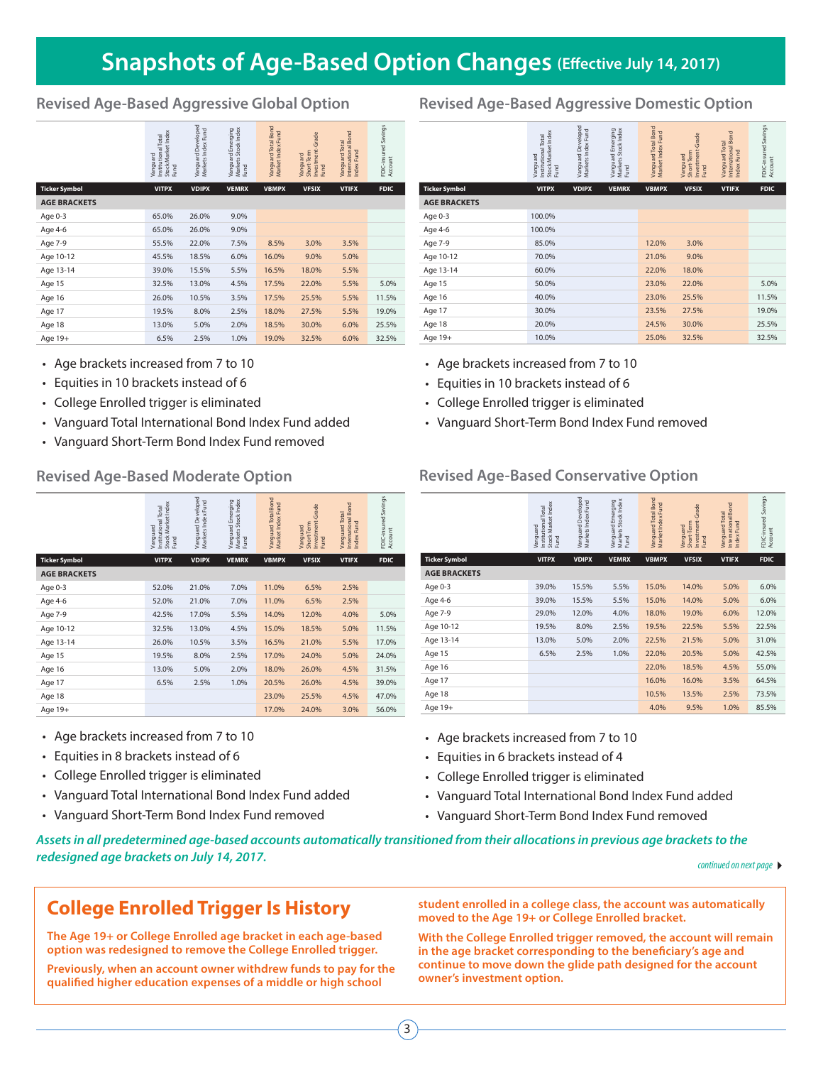# Snapshots of Age-Based Option Changes (Effective July 14, 2017)

## Revised Age-Based Aggressive Global Option

| | Vanguard Institutional Total Stock Market Index Fund | Vanguard Developed Markets Index Fund | Vanguard Emerging Markets Stock Index Fund | Vanguard Total Bond Market Index Fund | Vanguard Short-Term Investment-Grade Fund | Vanguard Total International Bond Index Fund | FDIC-insured Savings Account |
|---|---|---|---|---|---|---|---|
| **Ticker Symbol** | **VITPX** | **VDIPX** | **VEMRX** | **VBMPX** | **VFSIX** | **VTIFX** | **FDIC** |
| **AGE BRACKETS** | | | | | | | |
| Age 0-3 | 65.0% | 26.0% | 9.0% | | | | |
| Age 4-6 | 65.0% | 26.0% | 9.0% | | | | |
| Age 7-9 | 55.5% | 22.0% | 7.5% | 8.5% | 3.0% | 3.5% | |
| Age 10-12 | 45.5% | 18.5% | 6.0% | 16.0% | 9.0% | 5.0% | |
| Age 13-14 | 39.0% | 15.5% | 5.5% | 16.5% | 18.0% | 5.5% | |
| Age 15 | 32.5% | 13.0% | 4.5% | 17.5% | 22.0% | 5.5% | 5.0% |
| Age 16 | 26.0% | 10.5% | 3.5% | 17.5% | 25.5% | 5.5% | 11.5% |
| Age 17 | 19.5% | 8.0% | 2.5% | 18.0% | 27.5% | 5.5% | 19.0% |
| Age 18 | 13.0% | 5.0% | 2.0% | 18.5% | 30.0% | 6.0% | 25.5% |
| Age 19+ | 6.5% | 2.5% | 1.0% | 19.0% | 32.5% | 6.0% | 32.5% |

- Age brackets increased from 7 to 10
- Equities in 10 brackets instead of 6
- College Enrolled trigger is eliminated
- Vanguard Total International Bond Index Fund added
- Vanguard Short-Term Bond Index Fund removed

## Revised Age-Based Aggressive Domestic Option

| | Vanguard Institutional Total Stock Market Index Fund | Vanguard Developed Markets Index Fund | Vanguard Emerging Markets Stock Index Fund | Vanguard Total Bond Market Index Fund | Vanguard Short-Term Investment-Grade Fund | Vanguard Total International Bond Index Fund | FDIC-insured Savings Account |
|---|---|---|---|---|---|---|---|
| **Ticker Symbol** | **VITPX** | **VDIPX** | **VEMRX** | **VBMPX** | **VFSIX** | **VTIFX** | **FDIC** |
| **AGE BRACKETS** | | | | | | | |
| Age 0-3 | 100.0% | | | | | | |
| Age 4-6 | 100.0% | | | | | | |
| Age 7-9 | 85.0% | | | 12.0% | 3.0% | | |
| Age 10-12 | 70.0% | | | 21.0% | 9.0% | | |
| Age 13-14 | 60.0% | | | 22.0% | 18.0% | | |
| Age 15 | 50.0% | | | 23.0% | 22.0% | | 5.0% |
| Age 16 | 40.0% | | | 23.0% | 25.5% | | 11.5% |
| Age 17 | 30.0% | | | 23.5% | 27.5% | | 19.0% |
| Age 18 | 20.0% | | | 24.5% | 30.0% | | 25.5% |
| Age 19+ | 10.0% | | | 25.0% | 32.5% | | 32.5% |

- Age brackets increased from 7 to 10
- Equities in 10 brackets instead of 6
- College Enrolled trigger is eliminated
- Vanguard Short-Term Bond Index Fund removed

## Revised Age-Based Moderate Option

| | Vanguard Institutional Total Stock Market Index Fund | Vanguard Developed Markets Index Fund | Vanguard Emerging Markets Stock Index Fund | Vanguard Total Bond Market Index Fund | Vanguard Short-Term Investment-Grade Fund | Vanguard Total International Bond Index Fund | FDIC-insured Savings Account |
|---|---|---|---|---|---|---|---|
| **Ticker Symbol** | **VITPX** | **VDIPX** | **VEMRX** | **VBMPX** | **VFSIX** | **VTIFX** | **FDIC** |
| **AGE BRACKETS** | | | | | | | |
| Age 0-3 | 52.0% | 21.0% | 7.0% | 11.0% | 6.5% | 2.5% | |
| Age 4-6 | 52.0% | 21.0% | 7.0% | 11.0% | 6.5% | 2.5% | |
| Age 7-9 | 42.5% | 17.0% | 5.5% | 14.0% | 12.0% | 4.0% | 5.0% |
| Age 10-12 | 32.5% | 13.0% | 4.5% | 15.0% | 18.5% | 5.0% | 11.5% |
| Age 13-14 | 26.0% | 10.5% | 3.5% | 16.5% | 21.0% | 5.5% | 17.0% |
| Age 15 | 19.5% | 8.0% | 2.5% | 17.0% | 24.0% | 5.0% | 24.0% |
| Age 16 | 13.0% | 5.0% | 2.0% | 18.0% | 26.0% | 4.5% | 31.5% |
| Age 17 | 6.5% | 2.5% | 1.0% | 20.5% | 26.0% | 4.5% | 39.0% |
| Age 18 | | | | 23.0% | 25.5% | 4.5% | 47.0% |
| Age 19+ | | | | 17.0% | 24.0% | 3.0% | 56.0% |

- Age brackets increased from 7 to 10
- Equities in 8 brackets instead of 6
- College Enrolled trigger is eliminated
- Vanguard Total International Bond Index Fund added
- Vanguard Short-Term Bond Index Fund removed

## Revised Age-Based Conservative Option

| | Vanguard Institutional Total Stock Market Index Fund | Vanguard Developed Markets Index Fund | Vanguard Emerging Markets Stock Index Fund | Vanguard Total Bond Market Index Fund | Vanguard Short-Term Investment-Grade Fund | Vanguard Total International Bond Index Fund | FDIC-insured Savings Account |
|---|---|---|---|---|---|---|---|
| **Ticker Symbol** | **VITPX** | **VDIPX** | **VEMRX** | **VBMPX** | **VFSIX** | **VTIFX** | **FDIC** |
| **AGE BRACKETS** | | | | | | | |
| Age 0-3 | 39.0% | 15.5% | 5.5% | 15.0% | 14.0% | 5.0% | 6.0% |
| Age 4-6 | 39.0% | 15.5% | 5.5% | 15.0% | 14.0% | 5.0% | 6.0% |
| Age 7-9 | 29.0% | 12.0% | 4.0% | 18.0% | 19.0% | 6.0% | 12.0% |
| Age 10-12 | 19.5% | 8.0% | 2.5% | 19.5% | 22.5% | 5.5% | 22.5% |
| Age 13-14 | 13.0% | 5.0% | 2.0% | 22.5% | 21.5% | 5.0% | 31.0% |
| Age 15 | 6.5% | 2.5% | 1.0% | 22.0% | 20.5% | 5.0% | 42.5% |
| Age 16 | | | | 22.0% | 18.5% | 4.5% | 55.0% |
| Age 17 | | | | 16.0% | 16.0% | 3.5% | 64.5% |
| Age 18 | | | | 10.5% | 13.5% | 2.5% | 73.5% |
| Age 19+ | | | | 4.0% | 9.5% | 1.0% | 85.5% |

- Age brackets increased from 7 to 10
- Equities in 6 brackets instead of 4
- College Enrolled trigger is eliminated
- Vanguard Total International Bond Index Fund added
- Vanguard Short-Term Bond Index Fund removed

***Assets in all predetermined age-based accounts automatically transitioned from their allocations in previous age brackets to the redesigned age brackets on July 14, 2017.***

*continued on next page*

## College Enrolled Trigger Is History

**The Age 19+ or College Enrolled age bracket in each age-based option was redesigned to remove the College Enrolled trigger.**

**Previously, when an account owner withdrew funds to pay for the qualified higher education expenses of a middle or high school student enrolled in a college class, the account was automatically moved to the Age 19+ or College Enrolled bracket.**

**With the College Enrolled trigger removed, the account will remain in the age bracket corresponding to the beneficiary's age and continue to move down the glide path designed for the account owner's investment option.**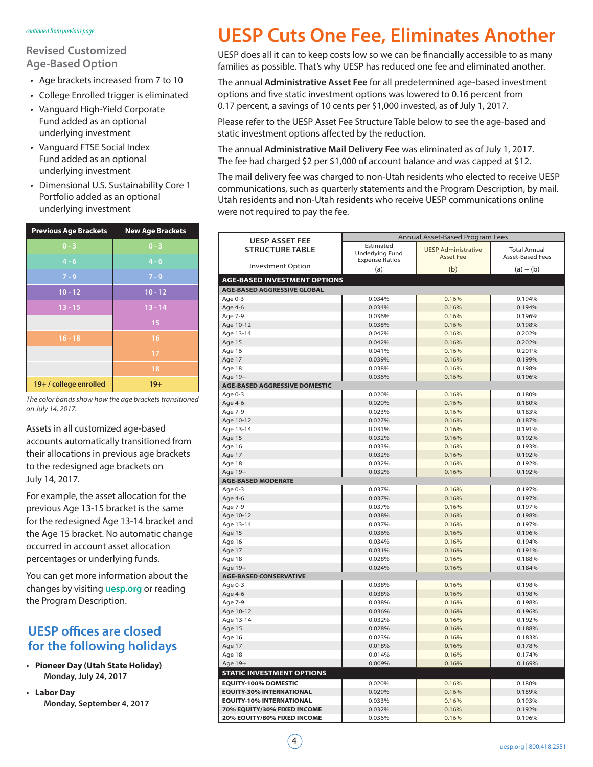*continued from previous page*

## Revised Customized Age-Based Option

- Age brackets increased from 7 to 10
- College Enrolled trigger is eliminated
- Vanguard High-Yield Corporate Fund added as an optional underlying investment
- Vanguard FTSE Social Index Fund added as an optional underlying investment
- Dimensional U.S. Sustainability Core 1 Portfolio added as an optional underlying investment

| Previous Age Brackets | New Age Brackets |
|---|---|
| 0 - 3 | 0 - 3 |
| 4 - 6 | 4 - 6 |
| 7 - 9 | 7 - 9 |
| 10 - 12 | 10 - 12 |
| 13 - 15 | 13 - 14 |
| | 15 |
| 16 - 18 | 16 |
| | 17 |
| | 18 |
| 19+ / college enrolled | 19+ |

*The color bands show how the age brackets transitioned on July 14, 2017.*

Assets in all customized age-based accounts automatically transitioned from their allocations in previous age brackets to the redesigned age brackets on July 14, 2017.

For example, the asset allocation for the previous Age 13-15 bracket is the same for the redesigned Age 13-14 bracket and the Age 15 bracket. No automatic change occurred in account asset allocation percentages or underlying funds.

You can get more information about the changes by visiting **uesp.org** or reading the Program Description.

## UESP offices are closed for the following holidays

- **Pioneer Day (Utah State Holiday)**
  **Monday, July 24, 2017**
- **Labor Day**
  **Monday, September 4, 2017**

# UESP Cuts One Fee, Eliminates Another

UESP does all it can to keep costs low so we can be financially accessible to as many families as possible. That's why UESP has reduced one fee and eliminated another.

The annual **Administrative Asset Fee** for all predetermined age-based investment options and five static investment options was lowered to 0.16 percent from 0.17 percent, a savings of 10 cents per $1,000 invested, as of July 1, 2017.

Please refer to the UESP Asset Fee Structure Table below to see the age-based and static investment options affected by the reduction.

The annual **Administrative Mail Delivery Fee** was eliminated as of July 1, 2017. The fee had charged $2 per $1,000 of account balance and was capped at $12.

The mail delivery fee was charged to non-Utah residents who elected to receive UESP communications, such as quarterly statements and the Program Description, by mail. Utah residents and non-Utah residents who receive UESP communications online were not required to pay the fee.

| UESP ASSET FEE STRUCTURE TABLE | Annual Asset-Based Program Fees | | |
|---|---|---|---|
| Investment Option | Estimated Underlying Fund Expense Ratios (a) | UESP Administrative Asset Fee (b) | Total Annual Asset-Based Fees (a) + (b) |
| **AGE-BASED INVESTMENT OPTIONS** | | | |
| **AGE-BASED AGGRESSIVE GLOBAL** | | | |
| Age 0-3 | 0.034% | 0.16% | 0.194% |
| Age 4-6 | 0.034% | 0.16% | 0.194% |
| Age 7-9 | 0.036% | 0.16% | 0.196% |
| Age 10-12 | 0.038% | 0.16% | 0.198% |
| Age 13-14 | 0.042% | 0.16% | 0.202% |
| Age 15 | 0.042% | 0.16% | 0.202% |
| Age 16 | 0.041% | 0.16% | 0.201% |
| Age 17 | 0.039% | 0.16% | 0.199% |
| Age 18 | 0.038% | 0.16% | 0.198% |
| Age 19+ | 0.036% | 0.16% | 0.196% |
| **AGE-BASED AGGRESSIVE DOMESTIC** | | | |
| Age 0-3 | 0.020% | 0.16% | 0.180% |
| Age 4-6 | 0.020% | 0.16% | 0.180% |
| Age 7-9 | 0.023% | 0.16% | 0.183% |
| Age 10-12 | 0.027% | 0.16% | 0.187% |
| Age 13-14 | 0.031% | 0.16% | 0.191% |
| Age 15 | 0.032% | 0.16% | 0.192% |
| Age 16 | 0.033% | 0.16% | 0.193% |
| Age 17 | 0.032% | 0.16% | 0.192% |
| Age 18 | 0.032% | 0.16% | 0.192% |
| Age 19+ | 0.032% | 0.16% | 0.192% |
| **AGE-BASED MODERATE** | | | |
| Age 0-3 | 0.037% | 0.16% | 0.197% |
| Age 4-6 | 0.037% | 0.16% | 0.197% |
| Age 7-9 | 0.037% | 0.16% | 0.197% |
| Age 10-12 | 0.038% | 0.16% | 0.198% |
| Age 13-14 | 0.037% | 0.16% | 0.197% |
| Age 15 | 0.036% | 0.16% | 0.196% |
| Age 16 | 0.034% | 0.16% | 0.194% |
| Age 17 | 0.031% | 0.16% | 0.191% |
| Age 18 | 0.028% | 0.16% | 0.188% |
| Age 19+ | 0.024% | 0.16% | 0.184% |
| **AGE-BASED CONSERVATIVE** | | | |
| Age 0-3 | 0.038% | 0.16% | 0.198% |
| Age 4-6 | 0.038% | 0.16% | 0.198% |
| Age 7-9 | 0.038% | 0.16% | 0.198% |
| Age 10-12 | 0.036% | 0.16% | 0.196% |
| Age 13-14 | 0.032% | 0.16% | 0.192% |
| Age 15 | 0.028% | 0.16% | 0.188% |
| Age 16 | 0.023% | 0.16% | 0.183% |
| Age 17 | 0.018% | 0.16% | 0.178% |
| Age 18 | 0.014% | 0.16% | 0.174% |
| Age 19+ | 0.009% | 0.16% | 0.169% |
| **STATIC INVESTMENT OPTIONS** | | | |
| **EQUITY-100% DOMESTIC** | 0.020% | 0.16% | 0.180% |
| **EQUITY-30% INTERNATIONAL** | 0.029% | 0.16% | 0.189% |
| **EQUITY-10% INTERNATIONAL** | 0.033% | 0.16% | 0.193% |
| **70% EQUITY/30% FIXED INCOME** | 0.032% | 0.16% | 0.192% |
| **20% EQUITY/80% FIXED INCOME** | 0.036% | 0.16% | 0.196% |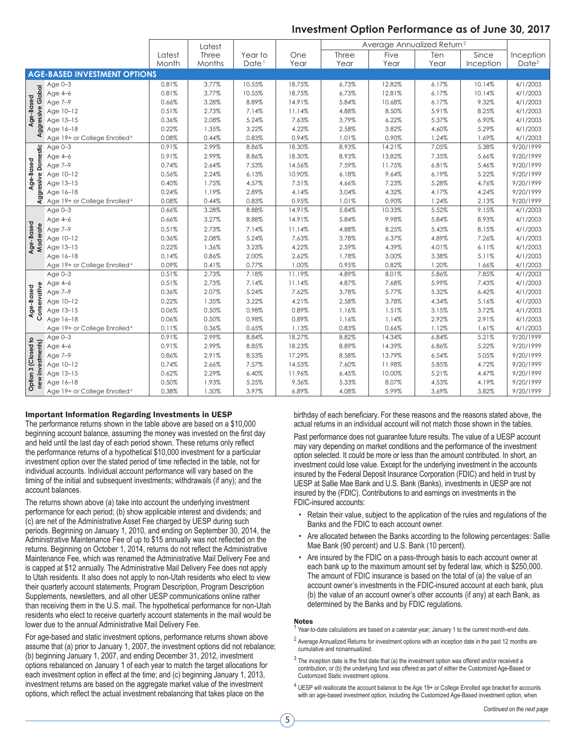## Investment Option Performance as of June 30, 2017

| | | Latest Month | Latest Three Months | Year to Date[1] | One Year | Average Annualized Return[2] Three Year | Five Year | Ten Year | Since Inception | Inception Date[3] |
|---|---|---|---|---|---|---|---|---|---|---|
| **AGE-BASED INVESTMENT OPTIONS** | | | | | | | | | | |
| Age-Based Aggressive Global | Age 0–3 | 0.81% | 3.77% | 10.55% | 18.75% | 6.73% | 12.82% | 6.17% | 10.14% | 4/1/2003 |
| | Age 4–6 | 0.81% | 3.77% | 10.55% | 18.75% | 6.73% | 12.81% | 6.17% | 10.14% | 4/1/2003 |
| | Age 7–9 | 0.66% | 3.28% | 8.89% | 14.91% | 5.84% | 10.68% | 6.17% | 9.32% | 4/1/2003 |
| | Age 10–12 | 0.51% | 2.73% | 7.14% | 11.14% | 4.88% | 8.50% | 5.91% | 8.25% | 4/1/2003 |
| | Age 13–15 | 0.36% | 2.08% | 5.24% | 7.63% | 3.79% | 6.22% | 5.37% | 6.90% | 4/1/2003 |
| | Age 16–18 | 0.22% | 1.35% | 3.22% | 4.22% | 2.58% | 3.82% | 4.60% | 5.29% | 4/1/2003 |
| | Age 19+ or College Enrolled[4] | 0.08% | 0.44% | 0.83% | 0.94% | 1.01% | 0.90% | 1.24% | 1.69% | 4/1/2003 |
| Age-Based Aggressive Domestic | Age 0–3 | 0.91% | 2.99% | 8.86% | 18.30% | 8.93% | 14.21% | 7.05% | 5.38% | 9/20/1999 |
| | Age 4–6 | 0.91% | 2.99% | 8.86% | 18.30% | 8.93% | 13.82% | 7.35% | 5.66% | 9/20/1999 |
| | Age 7–9 | 0.74% | 2.64% | 7.53% | 14.56% | 7.59% | 11.75% | 6.81% | 5.46% | 9/20/1999 |
| | Age 10–12 | 0.56% | 2.24% | 6.13% | 10.90% | 6.18% | 9.64% | 6.19% | 5.22% | 9/20/1999 |
| | Age 13–15 | 0.40% | 1.75% | 4.57% | 7.51% | 4.66% | 7.23% | 5.28% | 4.76% | 9/20/1999 |
| | Age 16–18 | 0.24% | 1.19% | 2.89% | 4.14% | 3.04% | 4.32% | 4.17% | 4.24% | 9/20/1999 |
| | Age 19+ or College Enrolled[4] | 0.08% | 0.44% | 0.83% | 0.95% | 1.01% | 0.90% | 1.24% | 2.13% | 9/20/1999 |
| Age-Based Moderate | Age 0–3 | 0.66% | 3.28% | 8.88% | 14.91% | 5.84% | 10.33% | 5.52% | 9.15% | 4/1/2003 |
| | Age 4–6 | 0.66% | 3.27% | 8.88% | 14.91% | 5.84% | 9.98% | 5.84% | 8.93% | 4/1/2003 |
| | Age 7–9 | 0.51% | 2.73% | 7.14% | 11.14% | 4.88% | 8.25% | 5.43% | 8.15% | 4/1/2003 |
| | Age 10–12 | 0.36% | 2.08% | 5.24% | 7.63% | 3.78% | 6.37% | 4.89% | 7.26% | 4/1/2003 |
| | Age 13–15 | 0.22% | 1.36% | 3.23% | 4.22% | 2.59% | 4.39% | 4.01% | 6.11% | 4/1/2003 |
| | Age 16–18 | 0.14% | 0.86% | 2.00% | 2.62% | 1.78% | 3.00% | 3.38% | 5.11% | 4/1/2003 |
| | Age 19+ or College Enrolled[4] | 0.09% | 0.41% | 0.77% | 1.00% | 0.95% | 0.82% | 1.20% | 1.66% | 4/1/2003 |
| Age-Based Conservative | Age 0–3 | 0.51% | 2.73% | 7.18% | 11.19% | 4.89% | 8.01% | 5.86% | 7.85% | 4/1/2003 |
| | Age 4–6 | 0.51% | 2.73% | 7.14% | 11.14% | 4.87% | 7.68% | 5.99% | 7.43% | 4/1/2003 |
| | Age 7–9 | 0.36% | 2.07% | 5.24% | 7.62% | 3.78% | 5.77% | 5.32% | 6.42% | 4/1/2003 |
| | Age 10–12 | 0.22% | 1.35% | 3.22% | 4.21% | 2.58% | 3.78% | 4.34% | 5.16% | 4/1/2003 |
| | Age 13–15 | 0.06% | 0.50% | 0.98% | 0.89% | 1.16% | 1.51% | 3.15% | 3.72% | 4/1/2003 |
| | Age 16–18 | 0.06% | 0.50% | 0.98% | 0.89% | 1.16% | 1.14% | 2.92% | 2.91% | 4/1/2003 |
| | Age 19+ or College Enrolled[4] | 0.11% | 0.36% | 0.65% | 1.13% | 0.83% | 0.66% | 1.12% | 1.61% | 4/1/2003 |
| Option 3 (Closed to new investments) | Age 0–3 | 0.91% | 2.99% | 8.84% | 18.27% | 8.82% | 14.34% | 6.84% | 5.21% | 9/20/1999 |
| | Age 4–6 | 0.91% | 2.99% | 8.85% | 18.23% | 8.89% | 14.39% | 6.86% | 5.22% | 9/20/1999 |
| | Age 7–9 | 0.86% | 2.91% | 8.53% | 17.29% | 8.58% | 13.79% | 6.54% | 5.05% | 9/20/1999 |
| | Age 10–12 | 0.74% | 2.66% | 7.57% | 14.53% | 7.60% | 11.98% | 5.85% | 4.72% | 9/20/1999 |
| | Age 13–15 | 0.62% | 2.29% | 6.40% | 11.96% | 6.45% | 10.00% | 5.21% | 4.47% | 9/20/1999 |
| | Age 16–18 | 0.50% | 1.93% | 5.25% | 9.36% | 5.33% | 8.07% | 4.53% | 4.19% | 9/20/1999 |
| | Age 19+ or College Enrolled[4] | 0.38% | 1.50% | 3.97% | 6.89% | 4.08% | 5.99% | 3.69% | 3.82% | 9/20/1999 |

### Important Information Regarding Investments in UESP

The performance returns shown in the table above are based on a $10,000 beginning account balance, assuming the money was invested on the first day and held until the last day of each period shown. These returns only reflect the performance returns of a hypothetical $10,000 investment for a particular investment option over the stated period of time reflected in the table, not for individual accounts. Individual account performance will vary based on the timing of the initial and subsequent investments; withdrawals (if any); and the account balances.

The returns shown above (a) take into account the underlying investment performance for each period; (b) show applicable interest and dividends; and (c) are net of the Administrative Asset Fee charged by UESP during such periods. Beginning on January 1, 2010, and ending on September 30, 2014, the Administrative Maintenance Fee of up to $15 annually was not reflected on the returns. Beginning on October 1, 2014, returns do not reflect the Administrative Maintenance Fee, which was renamed the Administrative Mail Delivery Fee and is capped at $12 annually. The Administrative Mail Delivery Fee does not apply to Utah residents. It also does not apply to non-Utah residents who elect to view their quarterly account statements, Program Description, Program Description Supplements, newsletters, and all other UESP communications online rather than receiving them in the U.S. mail. The hypothetical performance for non-Utah residents who elect to receive quarterly account statements in the mail would be lower due to the annual Administrative Mail Delivery Fee.

For age-based and static investment options, performance returns shown above assume that (a) prior to January 1, 2007, the investment options did not rebalance; (b) beginning January 1, 2007, and ending December 31, 2012, investment options rebalanced on January 1 of each year to match the target allocations for each investment option in effect at the time; and (c) beginning January 1, 2013, investment returns are based on the aggregate market value of the investment options, which reflect the actual investment rebalancing that takes place on the birthday of each beneficiary. For these reasons and the reasons stated above, the actual returns in an individual account will not match those shown in the tables.

Past performance does not guarantee future results. The value of a UESP account may vary depending on market conditions and the performance of the investment option selected. It could be more or less than the amount contributed. In short, an investment could lose value. Except for the underlying investment in the accounts insured by the Federal Deposit Insurance Corporation (FDIC) and held in trust by UESP at Sallie Mae Bank and U.S. Bank (Banks), investments in UESP are not insured by the (FDIC). Contributions to and earnings on investments in the FDIC-insured accounts:

- Retain their value, subject to the application of the rules and regulations of the Banks and the FDIC to each account owner.
- Are allocated between the Banks according to the following percentages: Sallie Mae Bank (90 percent) and U.S. Bank (10 percent).
- Are insured by the FDIC on a pass-through basis to each account owner at each bank up to the maximum amount set by federal law, which is $250,000. The amount of FDIC insurance is based on the total of (a) the value of an account owner's investments in the FDIC-insured account at each bank, plus (b) the value of an account owner's other accounts (if any) at each Bank, as determined by the Banks and by FDIC regulations.

**Notes**

[1] Year-to-date calculations are based on a calendar year; January 1 to the current month-end date.

[2] Average Annualized Returns for investment options with an inception date in the past 12 months are cumulative and nonannualized.

[3] The inception date is the first date that (a) the investment option was offered and/or received a contribution, or (b) the underlying fund was offered as part of either the Customized Age-Based or Customized Static investment options.

[4] UESP will reallocate the account balance to the Age 19+ or College Enrolled age bracket for accounts with an age-based investment option, including the Customized Age-Based investment option, when

*Continued on the next page*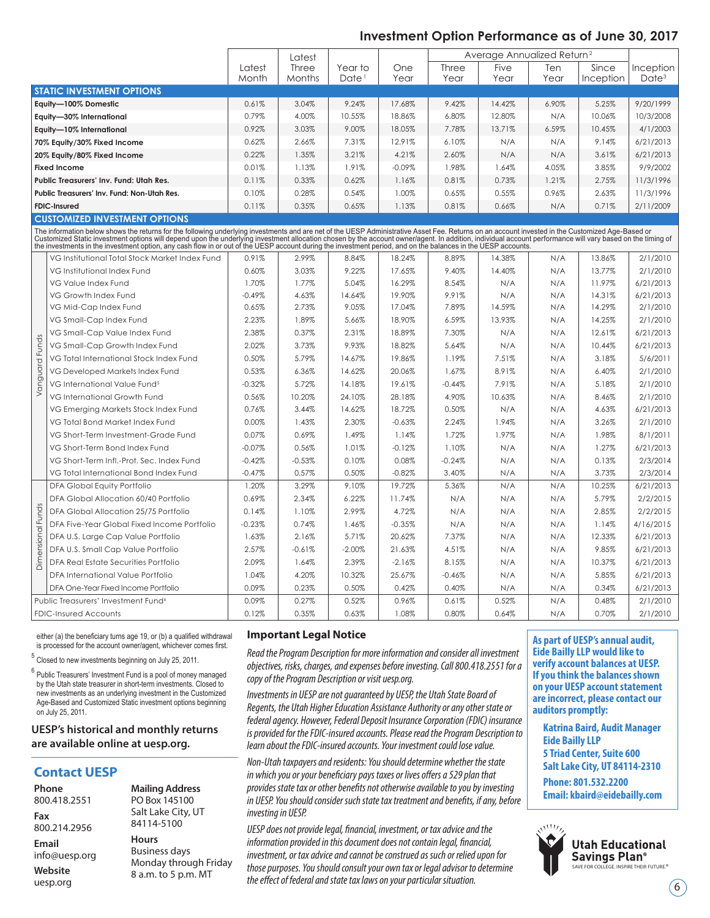## Investment Option Performance as of June 30, 2017

| | Latest Month | Latest Three Months | Year to Date[1] | One Year | Average Annualized Return[2] Three Year | Five Year | Ten Year | Since Inception | Inception Date[3] |
|---|---|---|---|---|---|---|---|---|---|
| **STATIC INVESTMENT OPTIONS** | | | | | | | | | |
| **Equity—100% Domestic** | 0.61% | 3.04% | 9.24% | 17.68% | 9.42% | 14.42% | 6.90% | 5.25% | 9/20/1999 |
| **Equity—30% International** | 0.79% | 4.00% | 10.55% | 18.86% | 6.80% | 12.80% | N/A | 10.06% | 10/3/2008 |
| **Equity—10% International** | 0.92% | 3.03% | 9.00% | 18.05% | 7.78% | 13.71% | 6.59% | 10.45% | 4/1/2003 |
| **70% Equity/30% Fixed Income** | 0.62% | 2.66% | 7.31% | 12.91% | 6.10% | N/A | N/A | 9.14% | 6/21/2013 |
| **20% Equity/80% Fixed Income** | 0.22% | 1.35% | 3.21% | 4.21% | 2.60% | N/A | N/A | 3.61% | 6/21/2013 |
| **Fixed Income** | 0.01% | 1.13% | 1.91% | -0.09% | 1.98% | 1.64% | 4.05% | 3.85% | 9/9/2002 |
| **Public Treasurers' Inv. Fund: Utah Res.** | 0.11% | 0.33% | 0.62% | 1.16% | 0.81% | 0.73% | 1.21% | 2.75% | 11/3/1996 |
| **Public Treasurers' Inv. Fund: Non-Utah Res.** | 0.10% | 0.28% | 0.54% | 1.00% | 0.65% | 0.55% | 0.96% | 2.63% | 11/3/1996 |
| **FDIC-Insured** | 0.11% | 0.35% | 0.65% | 1.13% | 0.81% | 0.66% | N/A | 0.71% | 2/11/2009 |
| **CUSTOMIZED INVESTMENT OPTIONS** | | | | | | | | | |
| *Vanguard Funds* | | | | | | | | | |
| VG Institutional Total Stock Market Index Fund | 0.91% | 2.99% | 8.84% | 18.24% | 8.89% | 14.38% | N/A | 13.86% | 2/1/2010 |
| VG Institutional Index Fund | 0.60% | 3.03% | 9.22% | 17.65% | 9.40% | 14.40% | N/A | 13.77% | 2/1/2010 |
| VG Value Index Fund | 1.70% | 1.77% | 5.04% | 16.29% | 8.54% | N/A | N/A | 11.97% | 6/21/2013 |
| VG Growth Index Fund | -0.49% | 4.63% | 14.64% | 19.90% | 9.91% | N/A | N/A | 14.31% | 6/21/2013 |
| VG Mid-Cap Index Fund | 0.65% | 2.73% | 9.05% | 17.04% | 7.89% | 14.59% | N/A | 14.29% | 2/1/2010 |
| VG Small-Cap Index Fund | 2.23% | 1.89% | 5.66% | 18.90% | 6.59% | 13.93% | N/A | 14.25% | 2/1/2010 |
| VG Small-Cap Value Index Fund | 2.38% | 0.37% | 2.31% | 18.89% | 7.30% | N/A | N/A | 12.61% | 6/21/2013 |
| VG Small-Cap Growth Index Fund | 2.02% | 3.73% | 9.93% | 18.82% | 5.64% | N/A | N/A | 10.44% | 6/21/2013 |
| VG Total International Stock Index Fund | 0.50% | 5.79% | 14.67% | 19.86% | 1.19% | 7.51% | N/A | 3.18% | 5/6/2011 |
| VG Developed Markets Index Fund | 0.53% | 6.36% | 14.62% | 20.06% | 1.67% | 8.91% | N/A | 6.40% | 2/1/2010 |
| VG International Value Fund[5] | -0.32% | 5.72% | 14.18% | 19.61% | -0.44% | 7.91% | N/A | 5.18% | 2/1/2010 |
| VG International Growth Fund | 0.56% | 10.20% | 24.10% | 28.18% | 4.90% | 10.63% | N/A | 8.46% | 2/1/2010 |
| VG Emerging Markets Stock Index Fund | 0.76% | 3.44% | 14.62% | 18.72% | 0.50% | N/A | N/A | 4.63% | 6/21/2013 |
| VG Total Bond Market Index Fund | 0.00% | 1.43% | 2.30% | -0.63% | 2.24% | 1.94% | N/A | 3.26% | 2/1/2010 |
| VG Short-Term Investment-Grade Fund | 0.07% | 0.69% | 1.49% | 1.14% | 1.72% | 1.97% | N/A | 1.98% | 8/1/2011 |
| VG Short-Term Bond Index Fund | -0.07% | 0.56% | 1.01% | -0.12% | 1.10% | N/A | N/A | 1.27% | 6/21/2013 |
| VG Short-Term Infl.-Prot. Sec. Index Fund | -0.42% | -0.53% | 0.10% | 0.08% | -0.24% | N/A | N/A | 0.13% | 2/3/2014 |
| VG Total International Bond Index Fund | -0.47% | 0.57% | 0.50% | -0.82% | 3.40% | N/A | N/A | 3.73% | 2/3/2014 |
| *Dimensional Funds* | | | | | | | | | |
| DFA Global Equity Portfolio | 1.20% | 3.29% | 9.10% | 19.72% | 5.36% | N/A | N/A | 10.25% | 6/21/2013 |
| DFA Global Allocation 60/40 Portfolio | 0.69% | 2.34% | 6.22% | 11.74% | N/A | N/A | N/A | 5.79% | 2/2/2015 |
| DFA Global Allocation 25/75 Portfolio | 0.14% | 1.10% | 2.99% | 4.72% | N/A | N/A | N/A | 2.85% | 2/2/2015 |
| DFA Five-Year Global Fixed Income Portfolio | -0.23% | 0.74% | 1.46% | -0.35% | N/A | N/A | N/A | 1.14% | 4/16/2015 |
| DFA U.S. Large Cap Value Portfolio | 1.63% | 2.16% | 5.71% | 20.62% | 7.37% | N/A | N/A | 12.33% | 6/21/2013 |
| DFA U.S. Small Cap Value Portfolio | 2.57% | -0.61% | -2.00% | 21.63% | 4.51% | N/A | N/A | 9.85% | 6/21/2013 |
| DFA Real Estate Securities Portfolio | 2.09% | 1.64% | 2.39% | -2.16% | 8.15% | N/A | N/A | 10.37% | 6/21/2013 |
| DFA International Value Portfolio | 1.04% | 4.20% | 10.32% | 25.67% | -0.46% | N/A | N/A | 5.85% | 6/21/2013 |
| DFA One-Year Fixed Income Portfolio | 0.09% | 0.23% | 0.50% | 0.42% | 0.40% | N/A | N/A | 0.34% | 6/21/2013 |
| Public Treasurers' Investment Fund[6] | 0.09% | 0.27% | 0.52% | 0.96% | 0.61% | 0.52% | N/A | 0.48% | 2/1/2010 |
| FDIC-Insured Accounts | 0.12% | 0.35% | 0.63% | 1.08% | 0.80% | 0.64% | N/A | 0.70% | 2/1/2010 |

The information below shows the returns for the following underlying investments and are net of the UESP Administrative Asset Fee. Returns on an account invested in the Customized Age-Based or Customized Static investment options will depend upon the underlying investment allocation chosen by the account owner/agent. In addition, individual account performance will vary based on the timing of the investments in the investment option, any cash flow in or out of the UESP account during the investment period, and on the balances in the UESP accounts.

either (a) the beneficiary turns age 19, or (b) a qualified withdrawal is processed for the account owner/agent, whichever comes first.

[5] Closed to new investments beginning on July 25, 2011.

[6] Public Treasurers' Investment Fund is a pool of money managed by the Utah state treasurer in short-term investments. Closed to new investments as an underlying investment in the Customized Age-Based and Customized Static investment options beginning on July 25, 2011.

**UESP's historical and monthly returns are available online at uesp.org.**

## Contact UESP

**Phone**
800.418.2551

**Fax**
800.214.2956

**Email**
info@uesp.org

**Website**
uesp.org

**Mailing Address**
PO Box 145100
Salt Lake City, UT 84114-5100

**Hours**
Business days
Monday through Friday
8 a.m. to 5 p.m. MT

### Important Legal Notice

*Read the Program Description for more information and consider all investment objectives, risks, charges, and expenses before investing. Call 800.418.2551 for a copy of the Program Description or visit uesp.org.*

*Investments in UESP are not guaranteed by UESP, the Utah State Board of Regents, the Utah Higher Education Assistance Authority or any other state or federal agency. However, Federal Deposit Insurance Corporation (FDIC) insurance is provided for the FDIC-insured accounts. Please read the Program Description to learn about the FDIC-insured accounts. Your investment could lose value.*

*Non-Utah taxpayers and residents: You should determine whether the state in which you or your beneficiary pays taxes or lives offers a 529 plan that provides state tax or other benefits not otherwise available to you by investing in UESP. You should consider such state tax treatment and benefits, if any, before investing in UESP.*

*UESP does not provide legal, financial, investment, or tax advice and the information provided in this document does not contain legal, financial, investment, or tax advice and cannot be construed as such or relied upon for those purposes. You should consult your own tax or legal advisor to determine the effect of federal and state tax laws on your particular situation.*

**As part of UESP's annual audit, Eide Bailly LLP would like to verify account balances at UESP. If you think the balances shown on your UESP account statement are incorrect, please contact our auditors promptly:**

**Katrina Baird, Audit Manager**
**Eide Bailly LLP**
**5 Triad Center, Suite 600**
**Salt Lake City, UT 84114-2310**

**Phone: 801.532.2200**
**Email: kbaird@eidebailly.com**

**Utah Educational Savings Plan®**
SAVE FOR COLLEGE. INSPIRE THEIR FUTURE.®